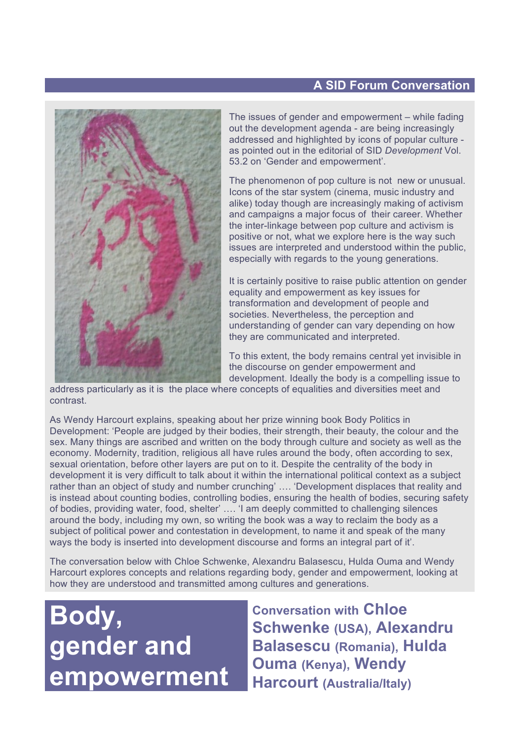**A SID Forum Conversation**

The issues of gender and empowerment – while fading out the development agenda - are being increasingly addressed and highlighted by icons of popular culture - as pointed out in the editorial of SID *Development* Vol. 53.2 on 'Gender and empowerment'.

The phenomenon of pop culture is not new or unusual. Icons of the star system (cinema, music industry and alike) today though are increasingly making of activism and campaigns a major focus of their career. Whether the inter-linkage between pop culture and activism is positive or not, what we explore here is the way such issues are interpreted and understood within the public, especially with regards to the young generations.

It is certainly positive to raise public attention on gender equality and empowerment as key issues for transformation and development of people and societies. Nevertheless, the perception and understanding of gender can vary depending on how they are communicated and interpreted.

To this extent, the body remains central yet invisible in the discourse on gender empowerment and development. Ideally the body is a compelling issue to address particularly as it is the place where concepts of equalities and diversities meet and contrast.

As Wendy Harcourt explains, speaking about her prize winning book Body Politics in Development: 'People are judged by their bodies, their strength, their beauty, the colour and the sex. Many things are ascribed and written on the body through culture and society as well as the economy. Modernity, tradition, religious all have rules around the body, often according to sex, sexual orientation, before other layers are put on to it. Despite the centrality of the body in development it is very difficult to talk about it within the international political context as a subject rather than an object of study and number crunching' …. 'Development displaces that reality and is instead about counting bodies, controlling bodies, ensuring the health of bodies, securing safety of bodies, providing water, food, shelter' …. 'I am deeply committed to challenging silences around the body, including my own, so writing the book was a way to reclaim the body as a subject of political power and contestation in development, to name it and speak of the many ways the body is inserted into development discourse and forms an integral part of it'.

The conversation below with Chloe Schwenke, Alexandru Balasescu, Hulda Ouma and Wendy Harcourt explores concepts and relations regarding body, gender and empowerment, looking at how they are understood and transmitted among cultures and generations.

# Body, gender and empowerment

**Conversation with Chloe Schwenke (USA), Alexandru Balasescu (Romania), Hulda Ouma (Kenya), Wendy Harcourt (Australia/Italy)**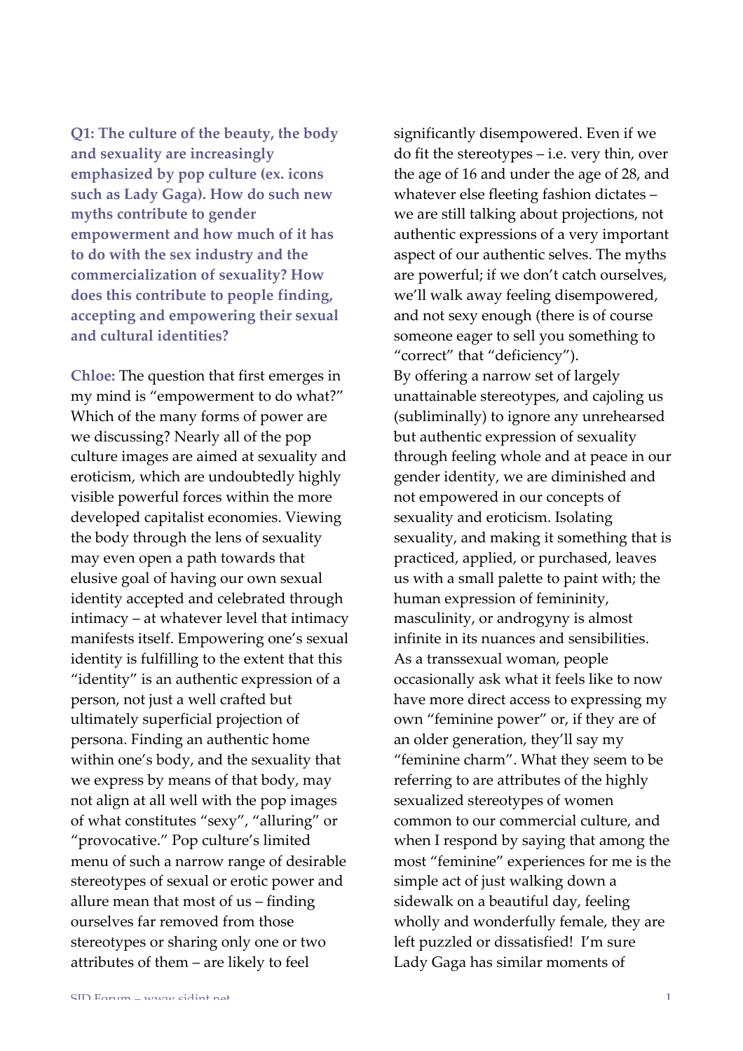**Q1: The culture of the beauty, the body and sexuality are increasingly emphasized by pop culture (ex. icons such as Lady Gaga). How do such new myths contribute to gender empowerment and how much of it has to do with the sex industry and the commercialization of sexuality? How does this contribute to people finding, accepting and empowering their sexual and cultural identities?**

**Chloe:** The question that first emerges in my mind is "empowerment to do what?" Which of the many forms of power are we discussing? Nearly all of the pop culture images are aimed at sexuality and eroticism, which are undoubtedly highly visible powerful forces within the more developed capitalist economies. Viewing the body through the lens of sexuality may even open a path towards that elusive goal of having our own sexual identity accepted and celebrated through intimacy – at whatever level that intimacy manifests itself. Empowering one's sexual identity is fulfilling to the extent that this "identity" is an authentic expression of a person, not just a well crafted but ultimately superficial projection of persona. Finding an authentic home within one's body, and the sexuality that we express by means of that body, may not align at all well with the pop images of what constitutes "sexy", "alluring" or "provocative." Pop culture's limited menu of such a narrow range of desirable stereotypes of sexual or erotic power and allure mean that most of us – finding ourselves far removed from those stereotypes or sharing only one or two attributes of them – are likely to feel significantly disempowered. Even if we do fit the stereotypes – i.e. very thin, over the age of 16 and under the age of 28, and whatever else fleeting fashion dictates – we are still talking about projections, not authentic expressions of a very important aspect of our authentic selves. The myths are powerful; if we don't catch ourselves, we'll walk away feeling disempowered, and not sexy enough (there is of course someone eager to sell you something to "correct" that "deficiency").

By offering a narrow set of largely unattainable stereotypes, and cajoling us (subliminally) to ignore any unrehearsed but authentic expression of sexuality through feeling whole and at peace in our gender identity, we are diminished and not empowered in our concepts of sexuality and eroticism. Isolating sexuality, and making it something that is practiced, applied, or purchased, leaves us with a small palette to paint with; the human expression of femininity, masculinity, or androgyny is almost infinite in its nuances and sensibilities. As a transsexual woman, people occasionally ask what it feels like to now have more direct access to expressing my own "feminine power" or, if they are of an older generation, they'll say my "feminine charm". What they seem to be referring to are attributes of the highly sexualized stereotypes of women common to our commercial culture, and when I respond by saying that among the most "feminine" experiences for me is the simple act of just walking down a sidewalk on a beautiful day, feeling wholly and wonderfully female, they are left puzzled or dissatisfied! I'm sure Lady Gaga has similar moments of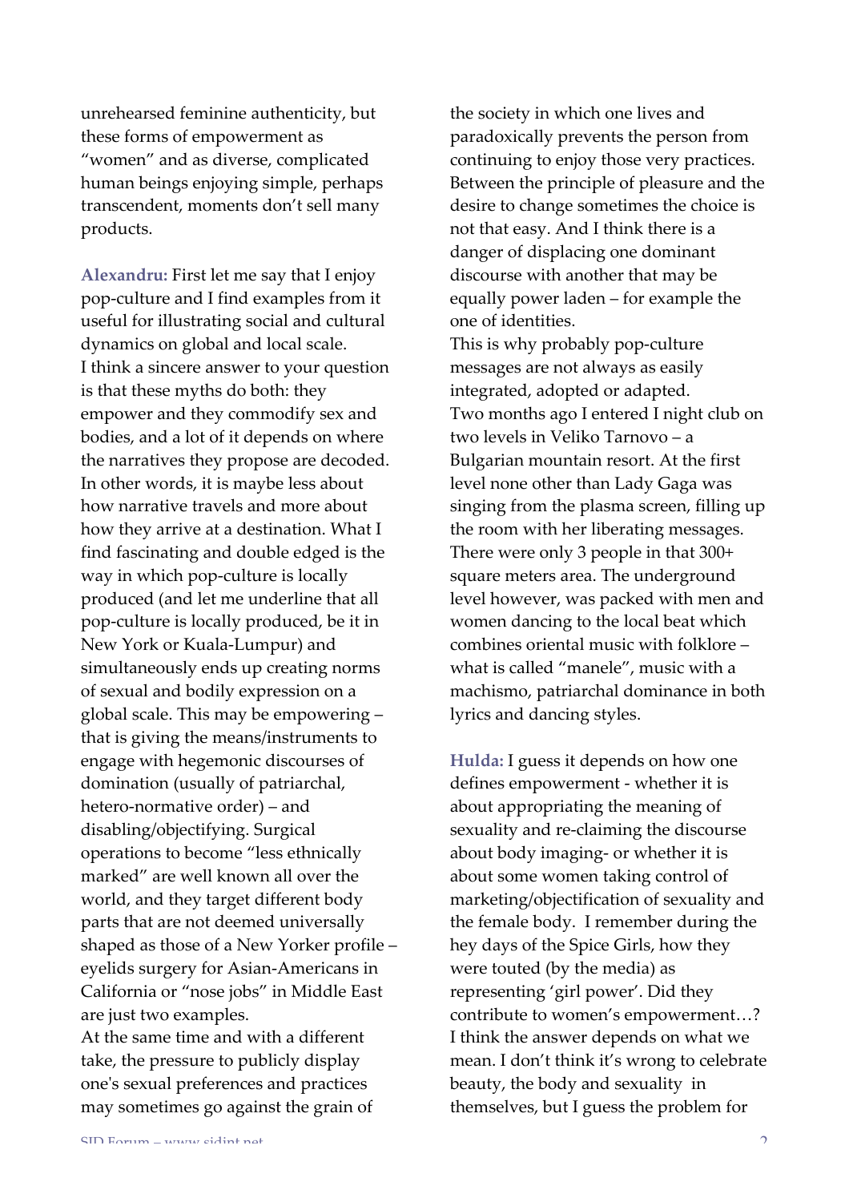unrehearsed feminine authenticity, but these forms of empowerment as "women" and as diverse, complicated human beings enjoying simple, perhaps transcendent, moments don't sell many products.

**Alexandru:** First let me say that I enjoy pop-culture and I find examples from it useful for illustrating social and cultural dynamics on global and local scale.
I think a sincere answer to your question is that these myths do both: they empower and they commodify sex and bodies, and a lot of it depends on where the narratives they propose are decoded. In other words, it is maybe less about how narrative travels and more about how they arrive at a destination. What I find fascinating and double edged is the way in which pop-culture is locally produced (and let me underline that all pop-culture is locally produced, be it in New York or Kuala-Lumpur) and simultaneously ends up creating norms of sexual and bodily expression on a global scale. This may be empowering – that is giving the means/instruments to engage with hegemonic discourses of domination (usually of patriarchal, hetero-normative order) – and disabling/objectifying. Surgical operations to become "less ethnically marked" are well known all over the world, and they target different body parts that are not deemed universally shaped as those of a New Yorker profile – eyelids surgery for Asian-Americans in California or "nose jobs" in Middle East are just two examples.
At the same time and with a different take, the pressure to publicly display one's sexual preferences and practices may sometimes go against the grain of the society in which one lives and paradoxically prevents the person from continuing to enjoy those very practices. Between the principle of pleasure and the desire to change sometimes the choice is not that easy. And I think there is a danger of displacing one dominant discourse with another that may be equally power laden – for example the one of identities.
This is why probably pop-culture messages are not always as easily integrated, adopted or adapted.
Two months ago I entered I night club on two levels in Veliko Tarnovo – a Bulgarian mountain resort. At the first level none other than Lady Gaga was singing from the plasma screen, filling up the room with her liberating messages. There were only 3 people in that 300+ square meters area. The underground level however, was packed with men and women dancing to the local beat which combines oriental music with folklore – what is called "manele", music with a machismo, patriarchal dominance in both lyrics and dancing styles.

**Hulda:** I guess it depends on how one defines empowerment - whether it is about appropriating the meaning of sexuality and re-claiming the discourse about body imaging- or whether it is about some women taking control of marketing/objectification of sexuality and the female body. I remember during the hey days of the Spice Girls, how they were touted (by the media) as representing 'girl power'. Did they contribute to women's empowerment…? I think the answer depends on what we mean. I don't think it's wrong to celebrate beauty, the body and sexuality in themselves, but I guess the problem for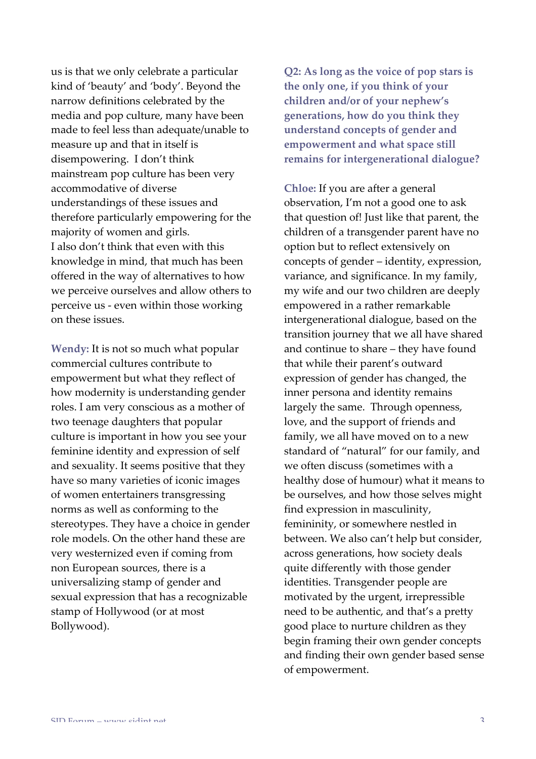us is that we only celebrate a particular kind of 'beauty' and 'body'. Beyond the narrow definitions celebrated by the media and pop culture, many have been made to feel less than adequate/unable to measure up and that in itself is disempowering. I don't think mainstream pop culture has been very accommodative of diverse understandings of these issues and therefore particularly empowering for the majority of women and girls.
I also don't think that even with this knowledge in mind, that much has been offered in the way of alternatives to how we perceive ourselves and allow others to perceive us - even within those working on these issues.

**Wendy:** It is not so much what popular commercial cultures contribute to empowerment but what they reflect of how modernity is understanding gender roles. I am very conscious as a mother of two teenage daughters that popular culture is important in how you see your feminine identity and expression of self and sexuality. It seems positive that they have so many varieties of iconic images of women entertainers transgressing norms as well as conforming to the stereotypes. They have a choice in gender role models. On the other hand these are very westernized even if coming from non European sources, there is a universalizing stamp of gender and sexual expression that has a recognizable stamp of Hollywood (or at most Bollywood).

**Q2: As long as the voice of pop stars is the only one, if you think of your children and/or of your nephew's generations, how do you think they understand concepts of gender and empowerment and what space still remains for intergenerational dialogue?**

**Chloe:** If you are after a general observation, I'm not a good one to ask that question of! Just like that parent, the children of a transgender parent have no option but to reflect extensively on concepts of gender – identity, expression, variance, and significance. In my family, my wife and our two children are deeply empowered in a rather remarkable intergenerational dialogue, based on the transition journey that we all have shared and continue to share – they have found that while their parent's outward expression of gender has changed, the inner persona and identity remains largely the same. Through openness, love, and the support of friends and family, we all have moved on to a new standard of "natural" for our family, and we often discuss (sometimes with a healthy dose of humour) what it means to be ourselves, and how those selves might find expression in masculinity, femininity, or somewhere nestled in between. We also can't help but consider, across generations, how society deals quite differently with those gender identities. Transgender people are motivated by the urgent, irrepressible need to be authentic, and that's a pretty good place to nurture children as they begin framing their own gender concepts and finding their own gender based sense of empowerment.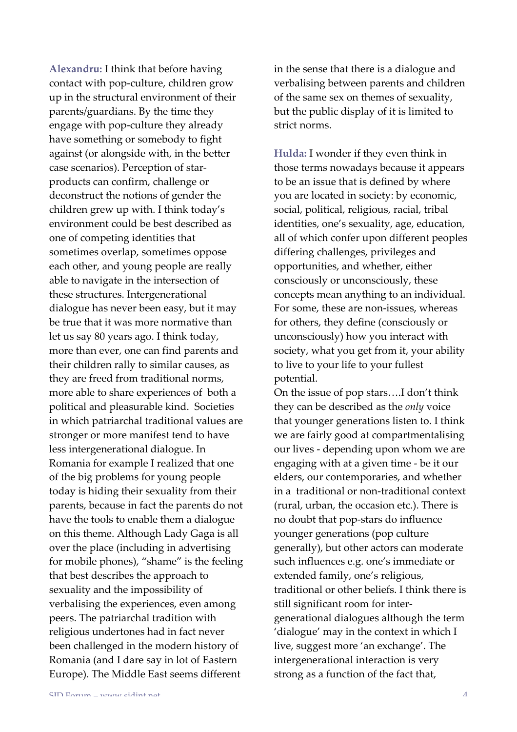**Alexandru:** I think that before having contact with pop-culture, children grow up in the structural environment of their parents/guardians. By the time they engage with pop-culture they already have something or somebody to fight against (or alongside with, in the better case scenarios). Perception of star-products can confirm, challenge or deconstruct the notions of gender the children grew up with. I think today's environment could be best described as one of competing identities that sometimes overlap, sometimes oppose each other, and young people are really able to navigate in the intersection of these structures. Intergenerational dialogue has never been easy, but it may be true that it was more normative than let us say 80 years ago. I think today, more than ever, one can find parents and their children rally to similar causes, as they are freed from traditional norms, more able to share experiences of both a political and pleasurable kind. Societies in which patriarchal traditional values are stronger or more manifest tend to have less intergenerational dialogue. In Romania for example I realized that one of the big problems for young people today is hiding their sexuality from their parents, because in fact the parents do not have the tools to enable them a dialogue on this theme. Although Lady Gaga is all over the place (including in advertising for mobile phones), "shame" is the feeling that best describes the approach to sexuality and the impossibility of verbalising the experiences, even among peers. The patriarchal tradition with religious undertones had in fact never been challenged in the modern history of Romania (and I dare say in lot of Eastern Europe). The Middle East seems different in the sense that there is a dialogue and verbalising between parents and children of the same sex on themes of sexuality, but the public display of it is limited to strict norms.

**Hulda:** I wonder if they even think in those terms nowadays because it appears to be an issue that is defined by where you are located in society: by economic, social, political, religious, racial, tribal identities, one's sexuality, age, education, all of which confer upon different peoples differing challenges, privileges and opportunities, and whether, either consciously or unconsciously, these concepts mean anything to an individual. For some, these are non-issues, whereas for others, they define (consciously or unconsciously) how you interact with society, what you get from it, your ability to live to your life to your fullest potential.

On the issue of pop stars….I don't think they can be described as the *only* voice that younger generations listen to. I think we are fairly good at compartmentalising our lives - depending upon whom we are engaging with at a given time - be it our elders, our contemporaries, and whether in a traditional or non-traditional context (rural, urban, the occasion etc.). There is no doubt that pop-stars do influence younger generations (pop culture generally), but other actors can moderate such influences e.g. one's immediate or extended family, one's religious, traditional or other beliefs. I think there is still significant room for inter-generational dialogues although the term 'dialogue' may in the context in which I live, suggest more 'an exchange'. The intergenerational interaction is very strong as a function of the fact that,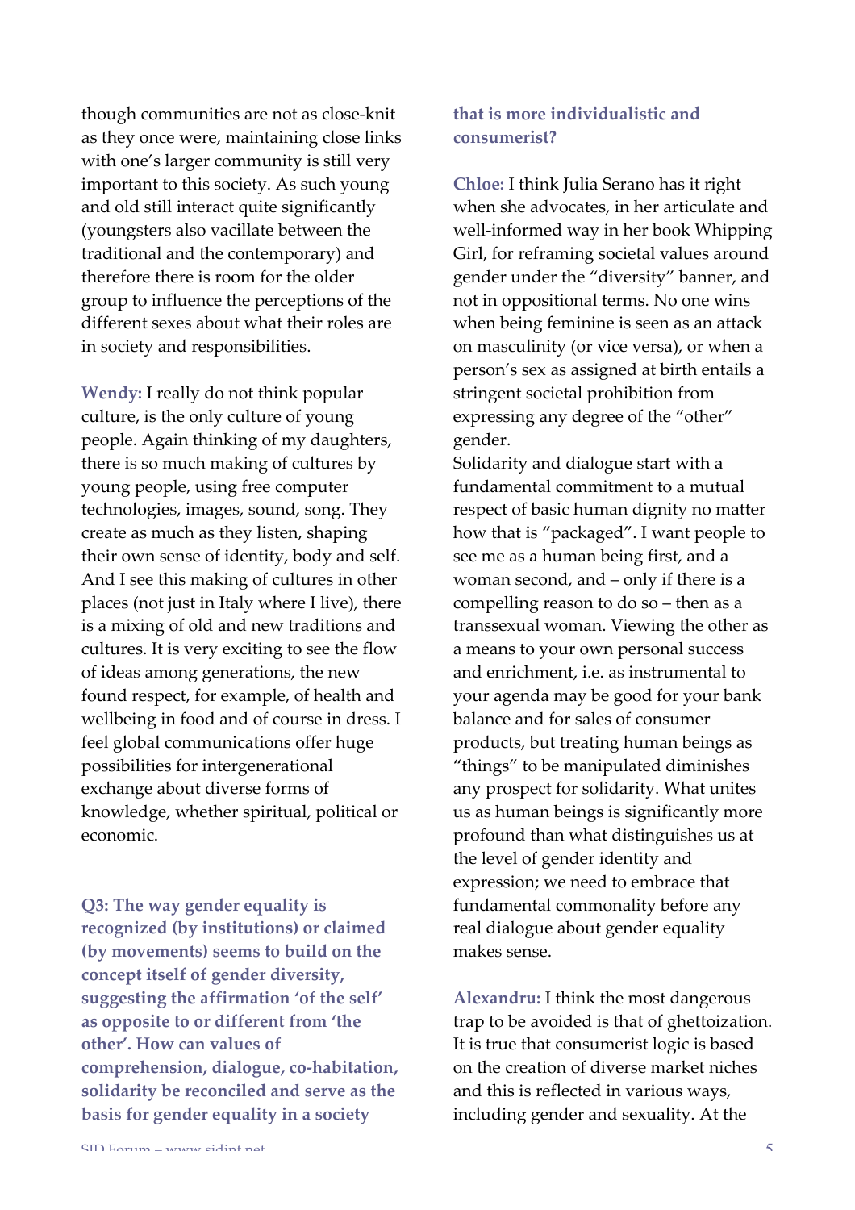though communities are not as close-knit as they once were, maintaining close links with one's larger community is still very important to this society. As such young and old still interact quite significantly (youngsters also vacillate between the traditional and the contemporary) and therefore there is room for the older group to influence the perceptions of the different sexes about what their roles are in society and responsibilities.

**Wendy:** I really do not think popular culture, is the only culture of young people. Again thinking of my daughters, there is so much making of cultures by young people, using free computer technologies, images, sound, song. They create as much as they listen, shaping their own sense of identity, body and self. And I see this making of cultures in other places (not just in Italy where I live), there is a mixing of old and new traditions and cultures. It is very exciting to see the flow of ideas among generations, the new found respect, for example, of health and wellbeing in food and of course in dress. I feel global communications offer huge possibilities for intergenerational exchange about diverse forms of knowledge, whether spiritual, political or economic.

**Q3: The way gender equality is recognized (by institutions) or claimed (by movements) seems to build on the concept itself of gender diversity, suggesting the affirmation 'of the self' as opposite to or different from 'the other'. How can values of comprehension, dialogue, co-habitation, solidarity be reconciled and serve as the basis for gender equality in a society that is more individualistic and consumerist?**

**Chloe:** I think Julia Serano has it right when she advocates, in her articulate and well-informed way in her book Whipping Girl, for reframing societal values around gender under the "diversity" banner, and not in oppositional terms. No one wins when being feminine is seen as an attack on masculinity (or vice versa), or when a person's sex as assigned at birth entails a stringent societal prohibition from expressing any degree of the "other" gender.

Solidarity and dialogue start with a fundamental commitment to a mutual respect of basic human dignity no matter how that is "packaged". I want people to see me as a human being first, and a woman second, and – only if there is a compelling reason to do so – then as a transsexual woman. Viewing the other as a means to your own personal success and enrichment, i.e. as instrumental to your agenda may be good for your bank balance and for sales of consumer products, but treating human beings as "things" to be manipulated diminishes any prospect for solidarity. What unites us as human beings is significantly more profound than what distinguishes us at the level of gender identity and expression; we need to embrace that fundamental commonality before any real dialogue about gender equality makes sense.

**Alexandru:** I think the most dangerous trap to be avoided is that of ghettoization. It is true that consumerist logic is based on the creation of diverse market niches and this is reflected in various ways, including gender and sexuality. At the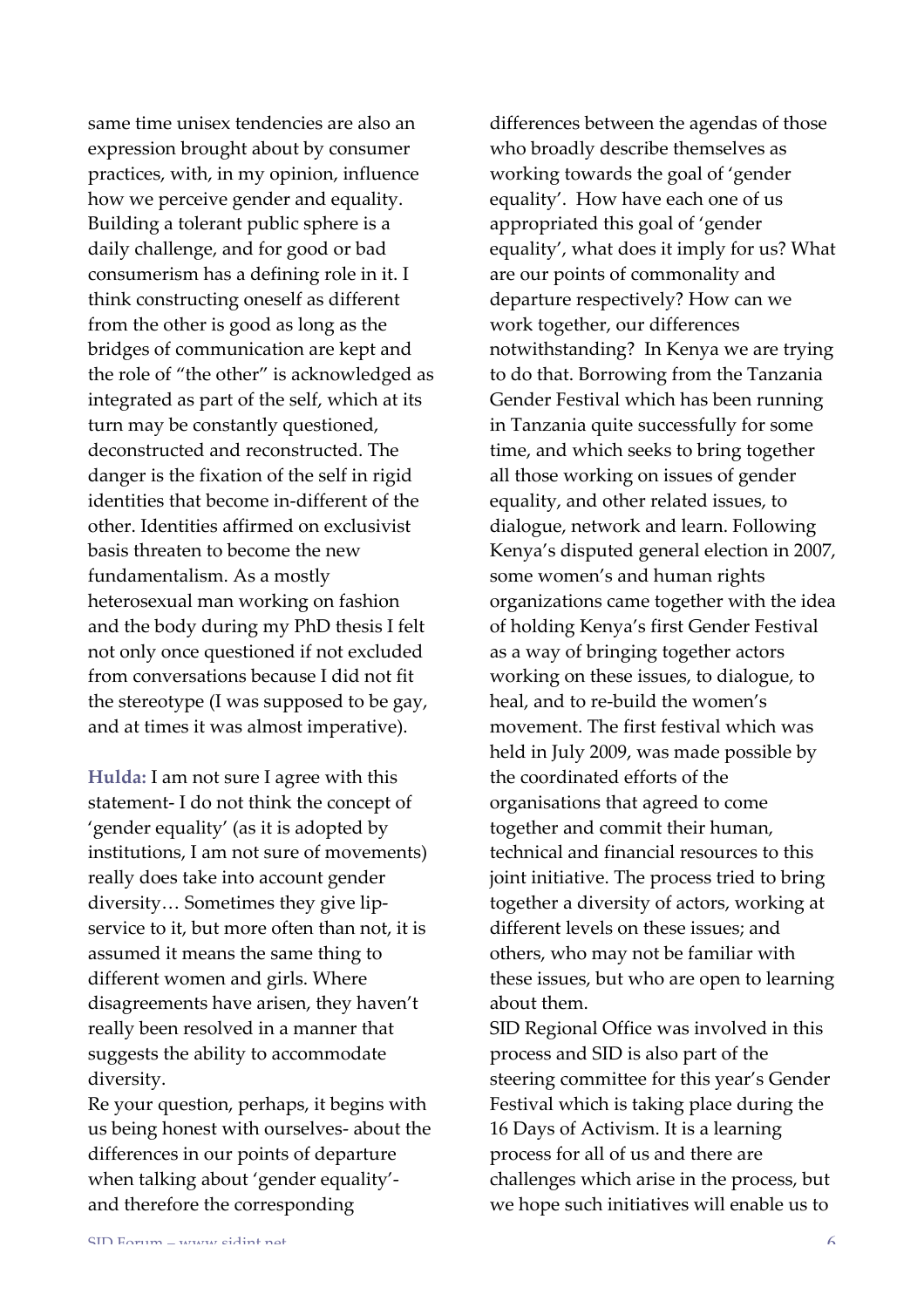same time unisex tendencies are also an expression brought about by consumer practices, with, in my opinion, influence how we perceive gender and equality. Building a tolerant public sphere is a daily challenge, and for good or bad consumerism has a defining role in it. I think constructing oneself as different from the other is good as long as the bridges of communication are kept and the role of "the other" is acknowledged as integrated as part of the self, which at its turn may be constantly questioned, deconstructed and reconstructed. The danger is the fixation of the self in rigid identities that become in-different of the other. Identities affirmed on exclusivist basis threaten to become the new fundamentalism. As a mostly heterosexual man working on fashion and the body during my PhD thesis I felt not only once questioned if not excluded from conversations because I did not fit the stereotype (I was supposed to be gay, and at times it was almost imperative).

**Hulda:** I am not sure I agree with this statement- I do not think the concept of 'gender equality' (as it is adopted by institutions, I am not sure of movements) really does take into account gender diversity… Sometimes they give lip-service to it, but more often than not, it is assumed it means the same thing to different women and girls. Where disagreements have arisen, they haven't really been resolved in a manner that suggests the ability to accommodate diversity.

Re your question, perhaps, it begins with us being honest with ourselves- about the differences in our points of departure when talking about 'gender equality'- and therefore the corresponding differences between the agendas of those who broadly describe themselves as working towards the goal of 'gender equality'. How have each one of us appropriated this goal of 'gender equality', what does it imply for us? What are our points of commonality and departure respectively? How can we work together, our differences notwithstanding? In Kenya we are trying to do that. Borrowing from the Tanzania Gender Festival which has been running in Tanzania quite successfully for some time, and which seeks to bring together all those working on issues of gender equality, and other related issues, to dialogue, network and learn. Following Kenya's disputed general election in 2007, some women's and human rights organizations came together with the idea of holding Kenya's first Gender Festival as a way of bringing together actors working on these issues, to dialogue, to heal, and to re-build the women's movement. The first festival which was held in July 2009, was made possible by the coordinated efforts of the organisations that agreed to come together and commit their human, technical and financial resources to this joint initiative. The process tried to bring together a diversity of actors, working at different levels on these issues; and others, who may not be familiar with these issues, but who are open to learning about them.

SID Regional Office was involved in this process and SID is also part of the steering committee for this year's Gender Festival which is taking place during the 16 Days of Activism. It is a learning process for all of us and there are challenges which arise in the process, but we hope such initiatives will enable us to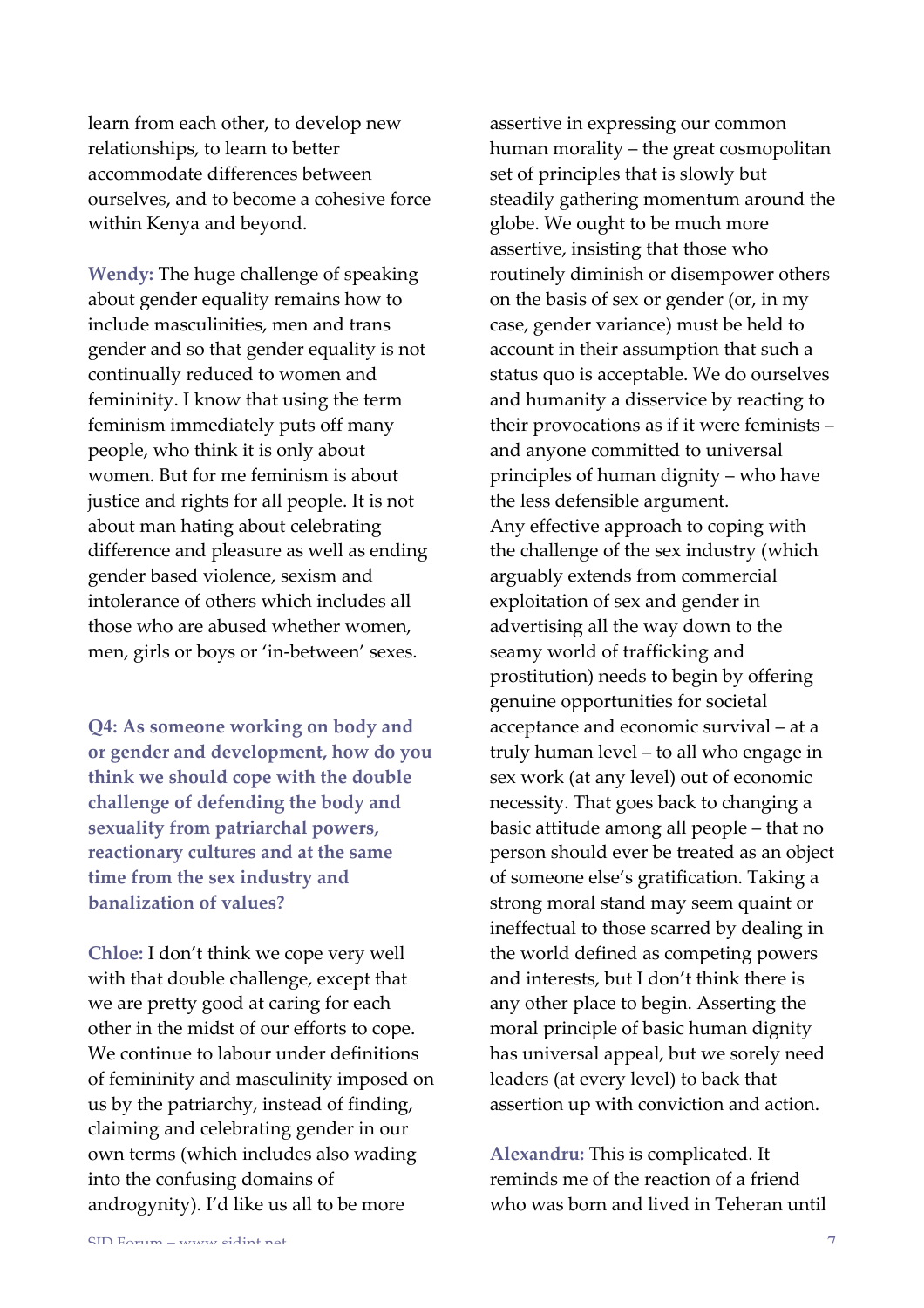learn from each other, to develop new relationships, to learn to better accommodate differences between ourselves, and to become a cohesive force within Kenya and beyond.

**Wendy:** The huge challenge of speaking about gender equality remains how to include masculinities, men and trans gender and so that gender equality is not continually reduced to women and femininity. I know that using the term feminism immediately puts off many people, who think it is only about women. But for me feminism is about justice and rights for all people. It is not about man hating about celebrating difference and pleasure as well as ending gender based violence, sexism and intolerance of others which includes all those who are abused whether women, men, girls or boys or 'in-between' sexes.

**Q4: As someone working on body and or gender and development, how do you think we should cope with the double challenge of defending the body and sexuality from patriarchal powers, reactionary cultures and at the same time from the sex industry and banalization of values?**

**Chloe:** I don't think we cope very well with that double challenge, except that we are pretty good at caring for each other in the midst of our efforts to cope. We continue to labour under definitions of femininity and masculinity imposed on us by the patriarchy, instead of finding, claiming and celebrating gender in our own terms (which includes also wading into the confusing domains of androgynity). I'd like us all to be more assertive in expressing our common human morality – the great cosmopolitan set of principles that is slowly but steadily gathering momentum around the globe. We ought to be much more assertive, insisting that those who routinely diminish or disempower others on the basis of sex or gender (or, in my case, gender variance) must be held to account in their assumption that such a status quo is acceptable. We do ourselves and humanity a disservice by reacting to their provocations as if it were feminists – and anyone committed to universal principles of human dignity – who have the less defensible argument.
Any effective approach to coping with the challenge of the sex industry (which arguably extends from commercial exploitation of sex and gender in advertising all the way down to the seamy world of trafficking and prostitution) needs to begin by offering genuine opportunities for societal acceptance and economic survival – at a truly human level – to all who engage in sex work (at any level) out of economic necessity. That goes back to changing a basic attitude among all people – that no person should ever be treated as an object of someone else's gratification. Taking a strong moral stand may seem quaint or ineffectual to those scarred by dealing in the world defined as competing powers and interests, but I don't think there is any other place to begin. Asserting the moral principle of basic human dignity has universal appeal, but we sorely need leaders (at every level) to back that assertion up with conviction and action.

**Alexandru:** This is complicated. It reminds me of the reaction of a friend who was born and lived in Teheran until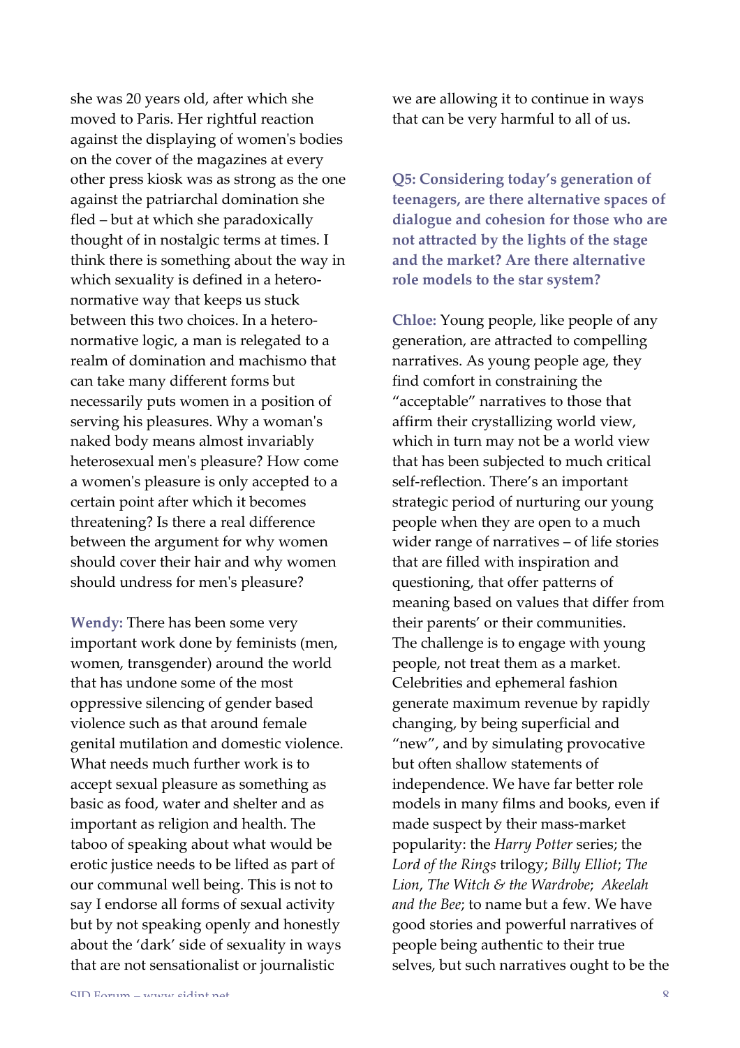she was 20 years old, after which she moved to Paris. Her rightful reaction against the displaying of women's bodies on the cover of the magazines at every other press kiosk was as strong as the one against the patriarchal domination she fled – but at which she paradoxically thought of in nostalgic terms at times. I think there is something about the way in which sexuality is defined in a hetero-normative way that keeps us stuck between this two choices. In a hetero-normative logic, a man is relegated to a realm of domination and machismo that can take many different forms but necessarily puts women in a position of serving his pleasures. Why a woman's naked body means almost invariably heterosexual men's pleasure? How come a women's pleasure is only accepted to a certain point after which it becomes threatening? Is there a real difference between the argument for why women should cover their hair and why women should undress for men's pleasure?

**Wendy:** There has been some very important work done by feminists (men, women, transgender) around the world that has undone some of the most oppressive silencing of gender based violence such as that around female genital mutilation and domestic violence. What needs much further work is to accept sexual pleasure as something as basic as food, water and shelter and as important as religion and health. The taboo of speaking about what would be erotic justice needs to be lifted as part of our communal well being. This is not to say I endorse all forms of sexual activity but by not speaking openly and honestly about the 'dark' side of sexuality in ways that are not sensationalist or journalistic we are allowing it to continue in ways that can be very harmful to all of us.

**Q5: Considering today's generation of teenagers, are there alternative spaces of dialogue and cohesion for those who are not attracted by the lights of the stage and the market? Are there alternative role models to the star system?**

**Chloe:** Young people, like people of any generation, are attracted to compelling narratives. As young people age, they find comfort in constraining the "acceptable" narratives to those that affirm their crystallizing world view, which in turn may not be a world view that has been subjected to much critical self-reflection. There's an important strategic period of nurturing our young people when they are open to a much wider range of narratives – of life stories that are filled with inspiration and questioning, that offer patterns of meaning based on values that differ from their parents' or their communities. The challenge is to engage with young people, not treat them as a market. Celebrities and ephemeral fashion generate maximum revenue by rapidly changing, by being superficial and "new", and by simulating provocative but often shallow statements of independence. We have far better role models in many films and books, even if made suspect by their mass-market popularity: the *Harry Potter* series; the *Lord of the Rings* trilogy; *Billy Elliot*; *The Lion, The Witch & the Wardrobe*; *Akeelah and the Bee*; to name but a few. We have good stories and powerful narratives of people being authentic to their true selves, but such narratives ought to be the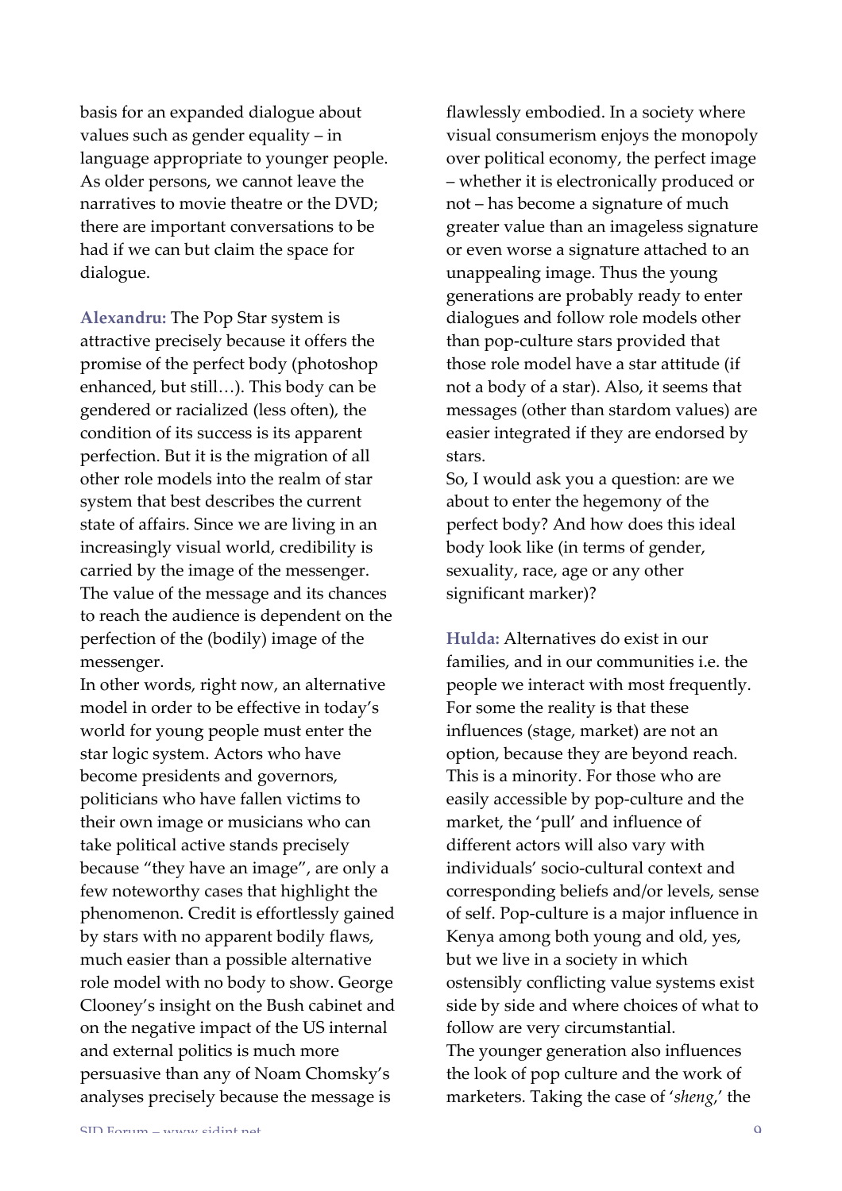basis for an expanded dialogue about values such as gender equality – in language appropriate to younger people. As older persons, we cannot leave the narratives to movie theatre or the DVD; there are important conversations to be had if we can but claim the space for dialogue.

**Alexandru:** The Pop Star system is attractive precisely because it offers the promise of the perfect body (photoshop enhanced, but still…). This body can be gendered or racialized (less often), the condition of its success is its apparent perfection. But it is the migration of all other role models into the realm of star system that best describes the current state of affairs. Since we are living in an increasingly visual world, credibility is carried by the image of the messenger. The value of the message and its chances to reach the audience is dependent on the perfection of the (bodily) image of the messenger.

In other words, right now, an alternative model in order to be effective in today's world for young people must enter the star logic system. Actors who have become presidents and governors, politicians who have fallen victims to their own image or musicians who can take political active stands precisely because "they have an image", are only a few noteworthy cases that highlight the phenomenon. Credit is effortlessly gained by stars with no apparent bodily flaws, much easier than a possible alternative role model with no body to show. George Clooney's insight on the Bush cabinet and on the negative impact of the US internal and external politics is much more persuasive than any of Noam Chomsky's analyses precisely because the message is flawlessly embodied. In a society where visual consumerism enjoys the monopoly over political economy, the perfect image – whether it is electronically produced or not – has become a signature of much greater value than an imageless signature or even worse a signature attached to an unappealing image. Thus the young generations are probably ready to enter dialogues and follow role models other than pop-culture stars provided that those role model have a star attitude (if not a body of a star). Also, it seems that messages (other than stardom values) are easier integrated if they are endorsed by stars.

So, I would ask you a question: are we about to enter the hegemony of the perfect body? And how does this ideal body look like (in terms of gender, sexuality, race, age or any other significant marker)?

**Hulda:** Alternatives do exist in our families, and in our communities i.e. the people we interact with most frequently. For some the reality is that these influences (stage, market) are not an option, because they are beyond reach. This is a minority. For those who are easily accessible by pop-culture and the market, the 'pull' and influence of different actors will also vary with individuals' socio-cultural context and corresponding beliefs and/or levels, sense of self. Pop-culture is a major influence in Kenya among both young and old, yes, but we live in a society in which ostensibly conflicting value systems exist side by side and where choices of what to follow are very circumstantial.

The younger generation also influences the look of pop culture and the work of marketers. Taking the case of '*sheng*,' the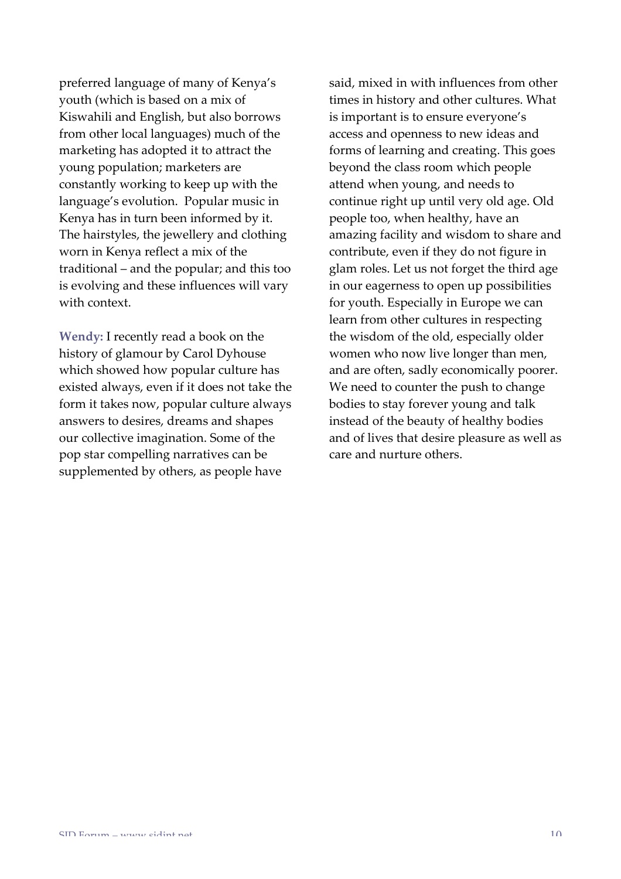preferred language of many of Kenya's youth (which is based on a mix of Kiswahili and English, but also borrows from other local languages) much of the marketing has adopted it to attract the young population; marketers are constantly working to keep up with the language's evolution. Popular music in Kenya has in turn been informed by it. The hairstyles, the jewellery and clothing worn in Kenya reflect a mix of the traditional – and the popular; and this too is evolving and these influences will vary with context.

**Wendy:** I recently read a book on the history of glamour by Carol Dyhouse which showed how popular culture has existed always, even if it does not take the form it takes now, popular culture always answers to desires, dreams and shapes our collective imagination. Some of the pop star compelling narratives can be supplemented by others, as people have said, mixed in with influences from other times in history and other cultures. What is important is to ensure everyone's access and openness to new ideas and forms of learning and creating. This goes beyond the class room which people attend when young, and needs to continue right up until very old age. Old people too, when healthy, have an amazing facility and wisdom to share and contribute, even if they do not figure in glam roles. Let us not forget the third age in our eagerness to open up possibilities for youth. Especially in Europe we can learn from other cultures in respecting the wisdom of the old, especially older women who now live longer than men, and are often, sadly economically poorer. We need to counter the push to change bodies to stay forever young and talk instead of the beauty of healthy bodies and of lives that desire pleasure as well as care and nurture others.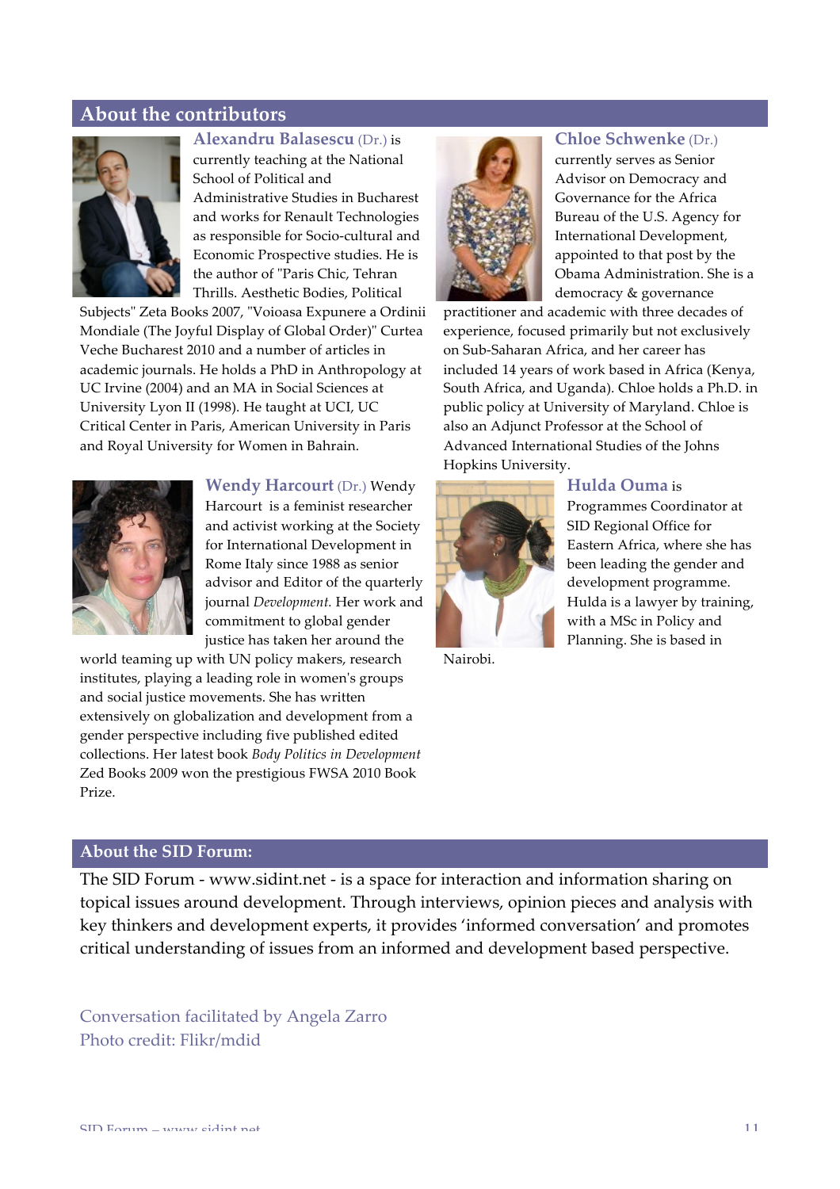## About the contributors

**Alexandru Balasescu** (Dr.) is currently teaching at the National School of Political and Administrative Studies in Bucharest and works for Renault Technologies as responsible for Socio-cultural and Economic Prospective studies. He is the author of "Paris Chic, Tehran Thrills. Aesthetic Bodies, Political Subjects" Zeta Books 2007, "Voioasa Expunere a Ordinii Mondiale (The Joyful Display of Global Order)" Curtea Veche Bucharest 2010 and a number of articles in academic journals. He holds a PhD in Anthropology at UC Irvine (2004) and an MA in Social Sciences at University Lyon II (1998). He taught at UCI, UC Critical Center in Paris, American University in Paris and Royal University for Women in Bahrain.

**Wendy Harcourt** (Dr.) Wendy Harcourt is a feminist researcher and activist working at the Society for International Development in Rome Italy since 1988 as senior advisor and Editor of the quarterly journal *Development.* Her work and commitment to global gender justice has taken her around the world teaming up with UN policy makers, research institutes, playing a leading role in women's groups and social justice movements. She has written extensively on globalization and development from a gender perspective including five published edited collections. Her latest book *Body Politics in Development* Zed Books 2009 won the prestigious FWSA 2010 Book Prize.

**Chloe Schwenke** (Dr.) currently serves as Senior Advisor on Democracy and Governance for the Africa Bureau of the U.S. Agency for International Development, appointed to that post by the Obama Administration. She is a democracy & governance practitioner and academic with three decades of experience, focused primarily but not exclusively on Sub-Saharan Africa, and her career has included 14 years of work based in Africa (Kenya, South Africa, and Uganda). Chloe holds a Ph.D. in public policy at University of Maryland. Chloe is also an Adjunct Professor at the School of Advanced International Studies of the Johns Hopkins University.

**Hulda Ouma** is Programmes Coordinator at SID Regional Office for Eastern Africa, where she has been leading the gender and development programme. Hulda is a lawyer by training, with a MSc in Policy and Planning. She is based in Nairobi.

## About the SID Forum:

The SID Forum - www.sidint.net - is a space for interaction and information sharing on topical issues around development. Through interviews, opinion pieces and analysis with key thinkers and development experts, it provides 'informed conversation' and promotes critical understanding of issues from an informed and development based perspective.

Conversation facilitated by Angela Zarro
Photo credit: Flikr/mdid